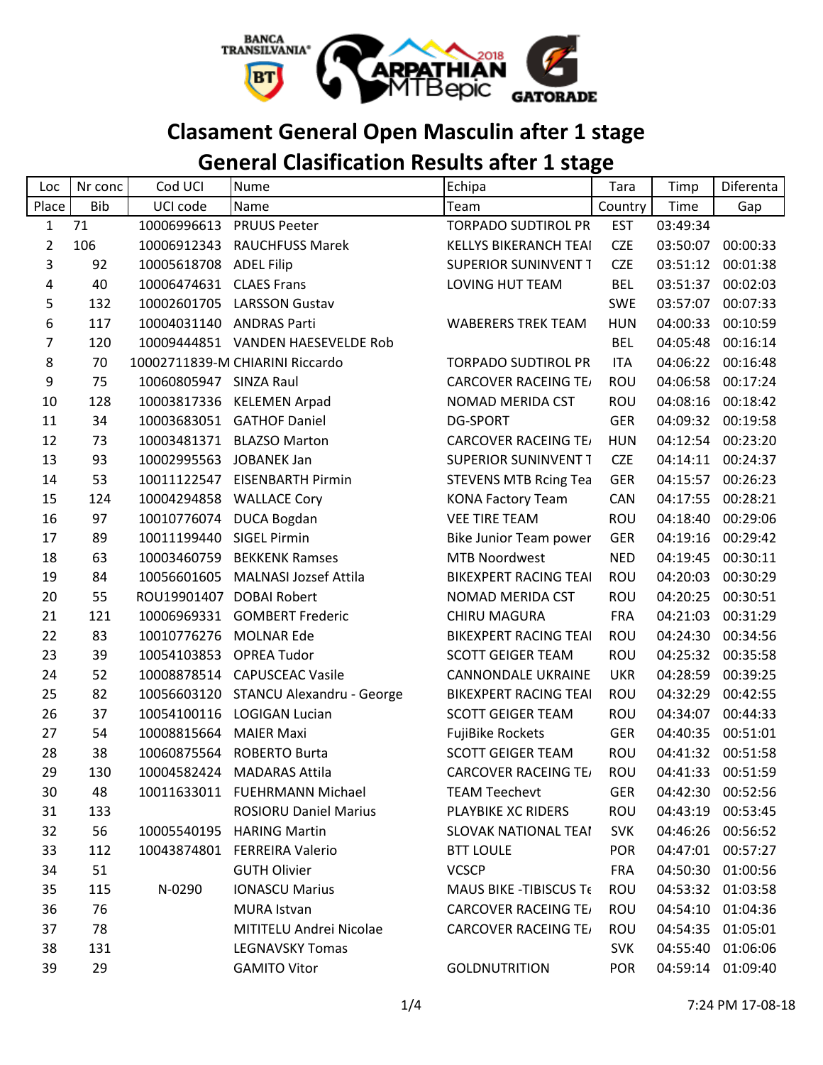# Clasament General Open Masculin after 1 stage

# General Clasification Results after 1 stage

| Loc | Nr conc | Cod UCI | Nume | Echipa | Tara | Timp | Diferenta |
|---|---|---|---|---|---|---|---|
| Place | Bib | UCI code | Name | Team | Country | Time | Gap |
| 1 | 71 | 10006996613 | PRUUS Peeter | TORPADO SUDTIROL PR | EST | 03:49:34 | |
| 2 | 106 | 10006912343 | RAUCHFUSS Marek | KELLYS BIKERANCH TEAI | CZE | 03:50:07 | 00:00:33 |
| 3 | 92 | 10005618708 | ADEL Filip | SUPERIOR SUNINVENT T | CZE | 03:51:12 | 00:01:38 |
| 4 | 40 | 10006474631 | CLAES Frans | LOVING HUT TEAM | BEL | 03:51:37 | 00:02:03 |
| 5 | 132 | 10002601705 | LARSSON Gustav | | SWE | 03:57:07 | 00:07:33 |
| 6 | 117 | 10004031140 | ANDRAS Parti | WABERERS TREK TEAM | HUN | 04:00:33 | 00:10:59 |
| 7 | 120 | 10009444851 | VANDEN HAESEVELDE Rob | | BEL | 04:05:48 | 00:16:14 |
| 8 | 70 | 10002711839-M | CHIARINI Riccardo | TORPADO SUDTIROL PR | ITA | 04:06:22 | 00:16:48 |
| 9 | 75 | 10060805947 | SINZA Raul | CARCOVER RACEING TE/ | ROU | 04:06:58 | 00:17:24 |
| 10 | 128 | 10003817336 | KELEMEN Arpad | NOMAD MERIDA CST | ROU | 04:08:16 | 00:18:42 |
| 11 | 34 | 10003683051 | GATHOF Daniel | DG-SPORT | GER | 04:09:32 | 00:19:58 |
| 12 | 73 | 10003481371 | BLAZSO Marton | CARCOVER RACEING TE/ | HUN | 04:12:54 | 00:23:20 |
| 13 | 93 | 10002995563 | JOBANEK Jan | SUPERIOR SUNINVENT T | CZE | 04:14:11 | 00:24:37 |
| 14 | 53 | 10011122547 | EISENBARTH Pirmin | STEVENS MTB Rcing Tea | GER | 04:15:57 | 00:26:23 |
| 15 | 124 | 10004294858 | WALLACE Cory | KONA Factory Team | CAN | 04:17:55 | 00:28:21 |
| 16 | 97 | 10010776074 | DUCA Bogdan | VEE TIRE TEAM | ROU | 04:18:40 | 00:29:06 |
| 17 | 89 | 10011199440 | SIGEL Pirmin | Bike Junior Team power | GER | 04:19:16 | 00:29:42 |
| 18 | 63 | 10003460759 | BEKKENK Ramses | MTB Noordwest | NED | 04:19:45 | 00:30:11 |
| 19 | 84 | 10056601605 | MALNASI Jozsef Attila | BIKEXPERT RACING TEAI | ROU | 04:20:03 | 00:30:29 |
| 20 | 55 | ROU19901407 | DOBAI Robert | NOMAD MERIDA CST | ROU | 04:20:25 | 00:30:51 |
| 21 | 121 | 10006969331 | GOMBERT Frederic | CHIRU MAGURA | FRA | 04:21:03 | 00:31:29 |
| 22 | 83 | 10010776276 | MOLNAR Ede | BIKEXPERT RACING TEAI | ROU | 04:24:30 | 00:34:56 |
| 23 | 39 | 10054103853 | OPREA Tudor | SCOTT GEIGER TEAM | ROU | 04:25:32 | 00:35:58 |
| 24 | 52 | 10008878514 | CAPUSCEAC Vasile | CANNONDALE UKRAINE | UKR | 04:28:59 | 00:39:25 |
| 25 | 82 | 10056603120 | STANCU Alexandru - George | BIKEXPERT RACING TEAI | ROU | 04:32:29 | 00:42:55 |
| 26 | 37 | 10054100116 | LOGIGAN Lucian | SCOTT GEIGER TEAM | ROU | 04:34:07 | 00:44:33 |
| 27 | 54 | 10008815664 | MAIER Maxi | FujiBike Rockets | GER | 04:40:35 | 00:51:01 |
| 28 | 38 | 10060875564 | ROBERTO Burta | SCOTT GEIGER TEAM | ROU | 04:41:32 | 00:51:58 |
| 29 | 130 | 10004582424 | MADARAS Attila | CARCOVER RACEING TE/ | ROU | 04:41:33 | 00:51:59 |
| 30 | 48 | 10011633011 | FUEHRMANN Michael | TEAM Teechevt | GER | 04:42:30 | 00:52:56 |
| 31 | 133 | | ROSIORU Daniel Marius | PLAYBIKE XC RIDERS | ROU | 04:43:19 | 00:53:45 |
| 32 | 56 | 10005540195 | HARING Martin | SLOVAK NATIONAL TEAI | SVK | 04:46:26 | 00:56:52 |
| 33 | 112 | 10043874801 | FERREIRA Valerio | BTT LOULE | POR | 04:47:01 | 00:57:27 |
| 34 | 51 | | GUTH Olivier | VCSCP | FRA | 04:50:30 | 01:00:56 |
| 35 | 115 | N-0290 | IONASCU Marius | MAUS BIKE -TIBISCUS Te | ROU | 04:53:32 | 01:03:58 |
| 36 | 76 | | MURA Istvan | CARCOVER RACEING TE/ | ROU | 04:54:10 | 01:04:36 |
| 37 | 78 | | MITITELU Andrei Nicolae | CARCOVER RACEING TE/ | ROU | 04:54:35 | 01:05:01 |
| 38 | 131 | | LEGNAVSKY Tomas | | SVK | 04:55:40 | 01:06:06 |
| 39 | 29 | | GAMITO Vitor | GOLDNUTRITION | POR | 04:59:14 | 01:09:40 |

7:24 PM 17-08-18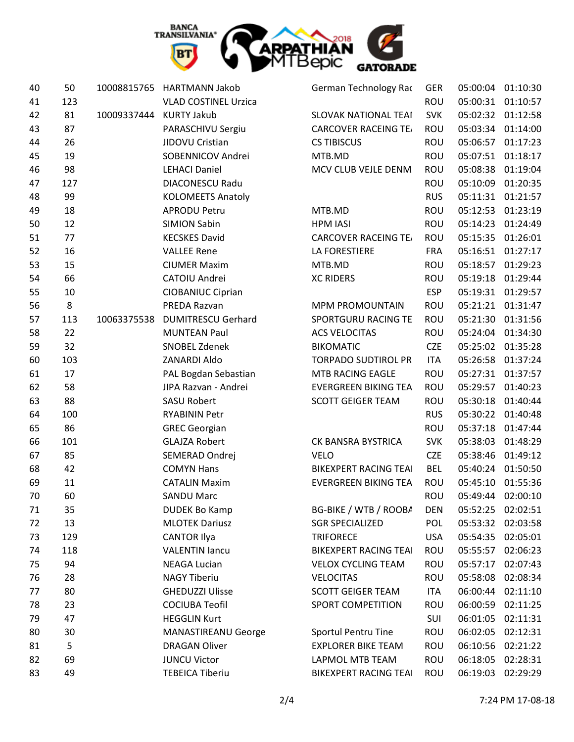| | | | | | | | |
|---|---|---|---|---|---|---|---|
| 40 | 50 | 10008815765 | HARTMANN Jakob | German Technology Rac | GER | 05:00:04 | 01:10:30 |
| 41 | 123 | | VLAD COSTINEL Urzica | | ROU | 05:00:31 | 01:10:57 |
| 42 | 81 | 10009337444 | KURTY Jakub | SLOVAK NATIONAL TEAI | SVK | 05:02:32 | 01:12:58 |
| 43 | 87 | | PARASCHIVU Sergiu | CARCOVER RACEING TE/ | ROU | 05:03:34 | 01:14:00 |
| 44 | 26 | | JIDOVU Cristian | CS TIBISCUS | ROU | 05:06:57 | 01:17:23 |
| 45 | 19 | | SOBENNICOV Andrei | MTB.MD | ROU | 05:07:51 | 01:18:17 |
| 46 | 98 | | LEHACI Daniel | MCV CLUB VEJLE DENM | ROU | 05:08:38 | 01:19:04 |
| 47 | 127 | | DIACONESCU Radu | | ROU | 05:10:09 | 01:20:35 |
| 48 | 99 | | KOLOMEETS Anatoly | | RUS | 05:11:31 | 01:21:57 |
| 49 | 18 | | APRODU Petru | MTB.MD | ROU | 05:12:53 | 01:23:19 |
| 50 | 12 | | SIMION Sabin | HPM IASI | ROU | 05:14:23 | 01:24:49 |
| 51 | 77 | | KECSKES David | CARCOVER RACEING TE/ | ROU | 05:15:35 | 01:26:01 |
| 52 | 16 | | VALLEE Rene | LA FORESTIERE | FRA | 05:16:51 | 01:27:17 |
| 53 | 15 | | CIUMER Maxim | MTB.MD | ROU | 05:18:57 | 01:29:23 |
| 54 | 66 | | CATOIU Andrei | XC RIDERS | ROU | 05:19:18 | 01:29:44 |
| 55 | 10 | | CIOBANIUC Ciprian | | ESP | 05:19:31 | 01:29:57 |
| 56 | 8 | | PREDA Razvan | MPM PROMOUNTAIN | ROU | 05:21:21 | 01:31:47 |
| 57 | 113 | 10063375538 | DUMITRESCU Gerhard | SPORTGURU RACING TE | ROU | 05:21:30 | 01:31:56 |
| 58 | 22 | | MUNTEAN Paul | ACS VELOCITAS | ROU | 05:24:04 | 01:34:30 |
| 59 | 32 | | SNOBEL Zdenek | BIKOMATIC | CZE | 05:25:02 | 01:35:28 |
| 60 | 103 | | ZANARDI Aldo | TORPADO SUDTIROL PR | ITA | 05:26:58 | 01:37:24 |
| 61 | 17 | | PAL Bogdan Sebastian | MTB RACING EAGLE | ROU | 05:27:31 | 01:37:57 |
| 62 | 58 | | JIPA Razvan - Andrei | EVERGREEN BIKING TEA | ROU | 05:29:57 | 01:40:23 |
| 63 | 88 | | SASU Robert | SCOTT GEIGER TEAM | ROU | 05:30:18 | 01:40:44 |
| 64 | 100 | | RYABININ Petr | | RUS | 05:30:22 | 01:40:48 |
| 65 | 86 | | GREC Georgian | | ROU | 05:37:18 | 01:47:44 |
| 66 | 101 | | GLAJZA Robert | CK BANSRA BYSTRICA | SVK | 05:38:03 | 01:48:29 |
| 67 | 85 | | SEMERAD Ondrej | VELO | CZE | 05:38:46 | 01:49:12 |
| 68 | 42 | | COMYN Hans | BIKEXPERT RACING TEAI | BEL | 05:40:24 | 01:50:50 |
| 69 | 11 | | CATALIN Maxim | EVERGREEN BIKING TEA | ROU | 05:45:10 | 01:55:36 |
| 70 | 60 | | SANDU Marc | | ROU | 05:49:44 | 02:00:10 |
| 71 | 35 | | DUDEK Bo Kamp | BG-BIKE / WTB / ROOBA | DEN | 05:52:25 | 02:02:51 |
| 72 | 13 | | MLOTEK Dariusz | SGR SPECIALIZED | POL | 05:53:32 | 02:03:58 |
| 73 | 129 | | CANTOR Ilya | TRIFORECE | USA | 05:54:35 | 02:05:01 |
| 74 | 118 | | VALENTIN Iancu | BIKEXPERT RACING TEAI | ROU | 05:55:57 | 02:06:23 |
| 75 | 94 | | NEAGA Lucian | VELOX CYCLING TEAM | ROU | 05:57:17 | 02:07:43 |
| 76 | 28 | | NAGY Tiberiu | VELOCITAS | ROU | 05:58:08 | 02:08:34 |
| 77 | 80 | | GHEDUZZI Ulisse | SCOTT GEIGER TEAM | ITA | 06:00:44 | 02:11:10 |
| 78 | 23 | | COCIUBA Teofil | SPORT COMPETITION | ROU | 06:00:59 | 02:11:25 |
| 79 | 47 | | HEGGLIN Kurt | | SUI | 06:01:05 | 02:11:31 |
| 80 | 30 | | MANASTIREANU George | Sportul Pentru Tine | ROU | 06:02:05 | 02:12:31 |
| 81 | 5 | | DRAGAN Oliver | EXPLORER BIKE TEAM | ROU | 06:10:56 | 02:21:22 |
| 82 | 69 | | JUNCU Victor | LAPMOL MTB TEAM | ROU | 06:18:05 | 02:28:31 |
| 83 | 49 | | TEBEICA Tiberiu | BIKEXPERT RACING TEAI | ROU | 06:19:03 | 02:29:29 |

7:24 PM 17-08-18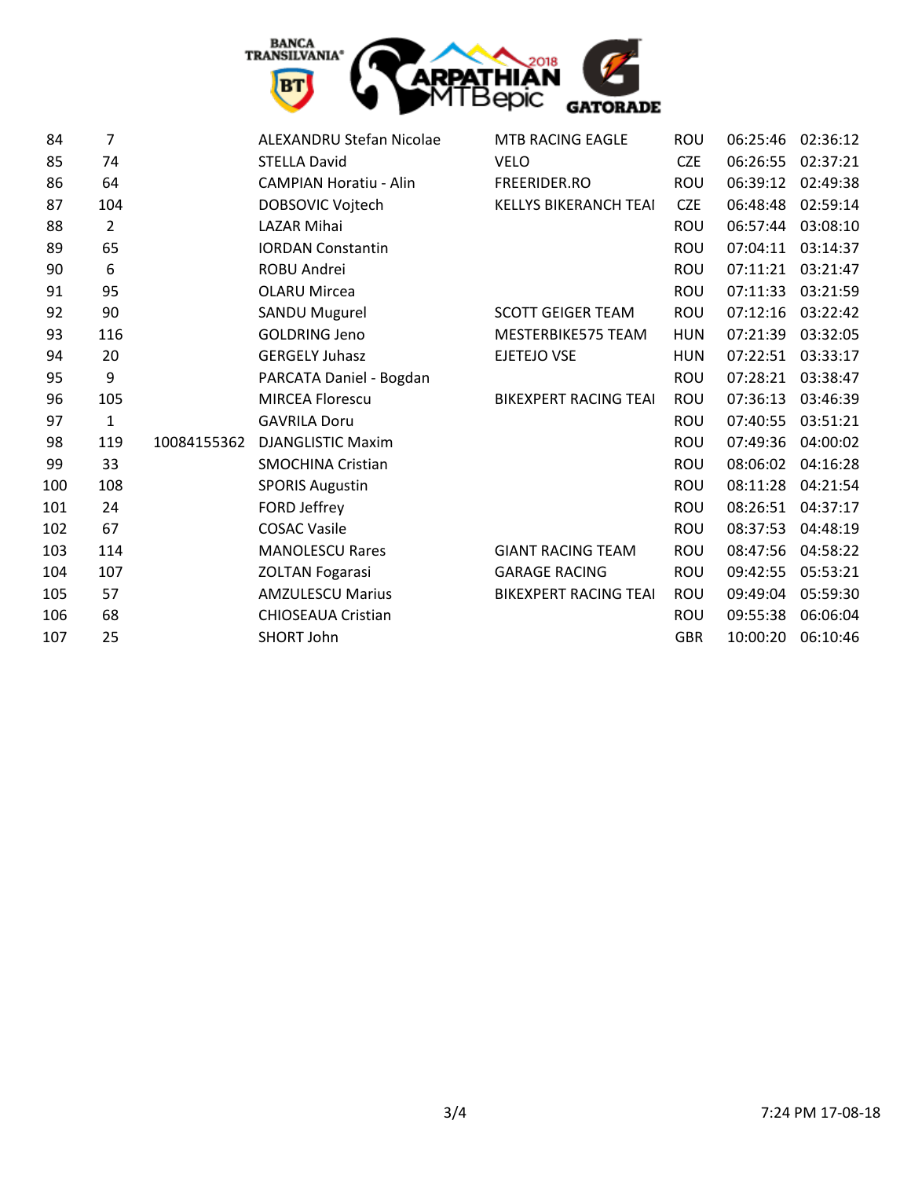| | | | | | | | |
|---|---|---|---|---|---|---|---|
| 84 | 7 | | ALEXANDRU Stefan Nicolae | MTB RACING EAGLE | ROU | 06:25:46 | 02:36:12 |
| 85 | 74 | | STELLA David | VELO | CZE | 06:26:55 | 02:37:21 |
| 86 | 64 | | CAMPIAN Horatiu - Alin | FREERIDER.RO | ROU | 06:39:12 | 02:49:38 |
| 87 | 104 | | DOBSOVIC Vojtech | KELLYS BIKERANCH TEAI | CZE | 06:48:48 | 02:59:14 |
| 88 | 2 | | LAZAR Mihai | | ROU | 06:57:44 | 03:08:10 |
| 89 | 65 | | IORDAN Constantin | | ROU | 07:04:11 | 03:14:37 |
| 90 | 6 | | ROBU Andrei | | ROU | 07:11:21 | 03:21:47 |
| 91 | 95 | | OLARU Mircea | | ROU | 07:11:33 | 03:21:59 |
| 92 | 90 | | SANDU Mugurel | SCOTT GEIGER TEAM | ROU | 07:12:16 | 03:22:42 |
| 93 | 116 | | GOLDRING Jeno | MESTERBIKE575 TEAM | HUN | 07:21:39 | 03:32:05 |
| 94 | 20 | | GERGELY Juhasz | EJETEJO VSE | HUN | 07:22:51 | 03:33:17 |
| 95 | 9 | | PARCATA Daniel - Bogdan | | ROU | 07:28:21 | 03:38:47 |
| 96 | 105 | | MIRCEA Florescu | BIKEXPERT RACING TEAI | ROU | 07:36:13 | 03:46:39 |
| 97 | 1 | | GAVRILA Doru | | ROU | 07:40:55 | 03:51:21 |
| 98 | 119 | 10084155362 | DJANGLISTIC Maxim | | ROU | 07:49:36 | 04:00:02 |
| 99 | 33 | | SMOCHINA Cristian | | ROU | 08:06:02 | 04:16:28 |
| 100 | 108 | | SPORIS Augustin | | ROU | 08:11:28 | 04:21:54 |
| 101 | 24 | | FORD Jeffrey | | ROU | 08:26:51 | 04:37:17 |
| 102 | 67 | | COSAC Vasile | | ROU | 08:37:53 | 04:48:19 |
| 103 | 114 | | MANOLESCU Rares | GIANT RACING TEAM | ROU | 08:47:56 | 04:58:22 |
| 104 | 107 | | ZOLTAN Fogarasi | GARAGE RACING | ROU | 09:42:55 | 05:53:21 |
| 105 | 57 | | AMZULESCU Marius | BIKEXPERT RACING TEAI | ROU | 09:49:04 | 05:59:30 |
| 106 | 68 | | CHIOSEAUA Cristian | | ROU | 09:55:38 | 06:06:04 |
| 107 | 25 | | SHORT John | | GBR | 10:00:20 | 06:10:46 |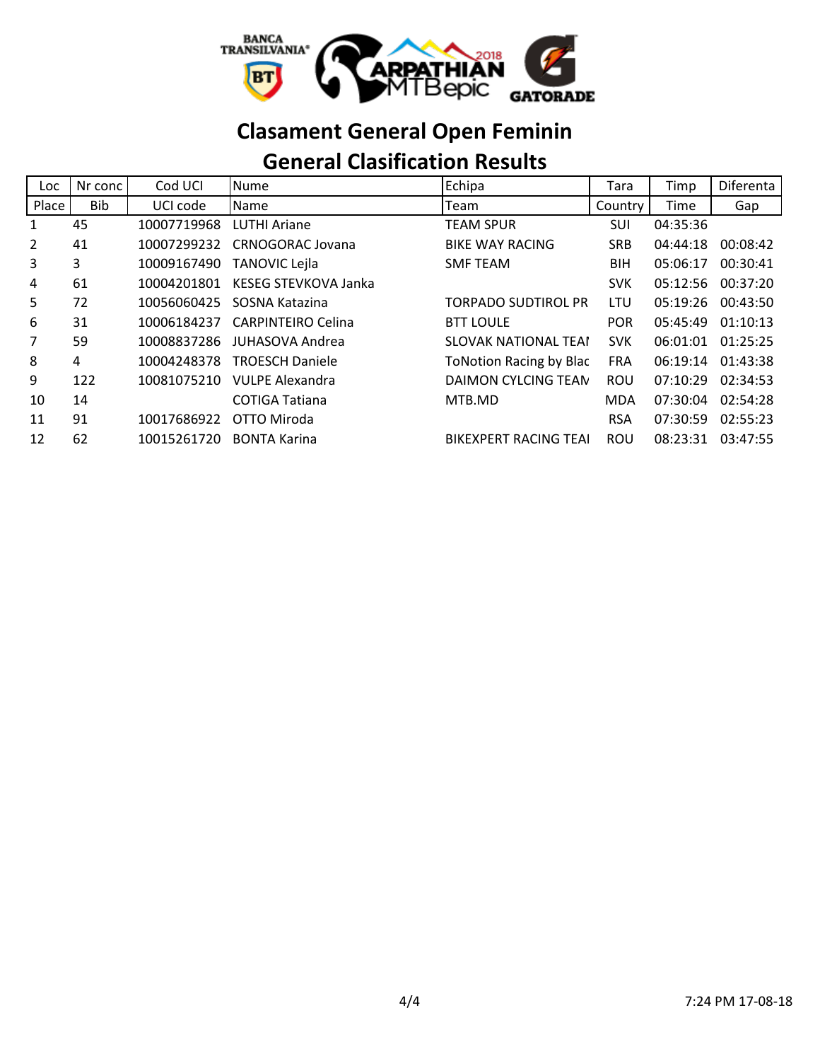# Clasament General Open Feminin

## General Clasification Results

| Loc | Nr conc | Cod UCI | Nume | Echipa | Tara | Timp | Diferenta |
|---|---|---|---|---|---|---|---|
| Place | Bib | UCI code | Name | Team | Country | Time | Gap |
| 1 | 45 | 10007719968 | LUTHI Ariane | TEAM SPUR | SUI | 04:35:36 | |
| 2 | 41 | 10007299232 | CRNOGORAC Jovana | BIKE WAY RACING | SRB | 04:44:18 | 00:08:42 |
| 3 | 3 | 10009167490 | TANOVIC Lejla | SMF TEAM | BIH | 05:06:17 | 00:30:41 |
| 4 | 61 | 10004201801 | KESEG STEVKOVA Janka | | SVK | 05:12:56 | 00:37:20 |
| 5 | 72 | 10056060425 | SOSNA Katazina | TORPADO SUDTIROL PR | LTU | 05:19:26 | 00:43:50 |
| 6 | 31 | 10006184237 | CARPINTEIRO Celina | BTT LOULE | POR | 05:45:49 | 01:10:13 |
| 7 | 59 | 10008837286 | JUHASOVA Andrea | SLOVAK NATIONAL TEAI | SVK | 06:01:01 | 01:25:25 |
| 8 | 4 | 10004248378 | TROESCH Daniele | ToNotion Racing by Blac | FRA | 06:19:14 | 01:43:38 |
| 9 | 122 | 10081075210 | VULPE Alexandra | DAIMON CYLCING TEAN | ROU | 07:10:29 | 02:34:53 |
| 10 | 14 | | COTIGA Tatiana | MTB.MD | MDA | 07:30:04 | 02:54:28 |
| 11 | 91 | 10017686922 | OTTO Miroda | | RSA | 07:30:59 | 02:55:23 |
| 12 | 62 | 10015261720 | BONTA Karina | BIKEXPERT RACING TEAI | ROU | 08:23:31 | 03:47:55 |

7:24 PM 17-08-18